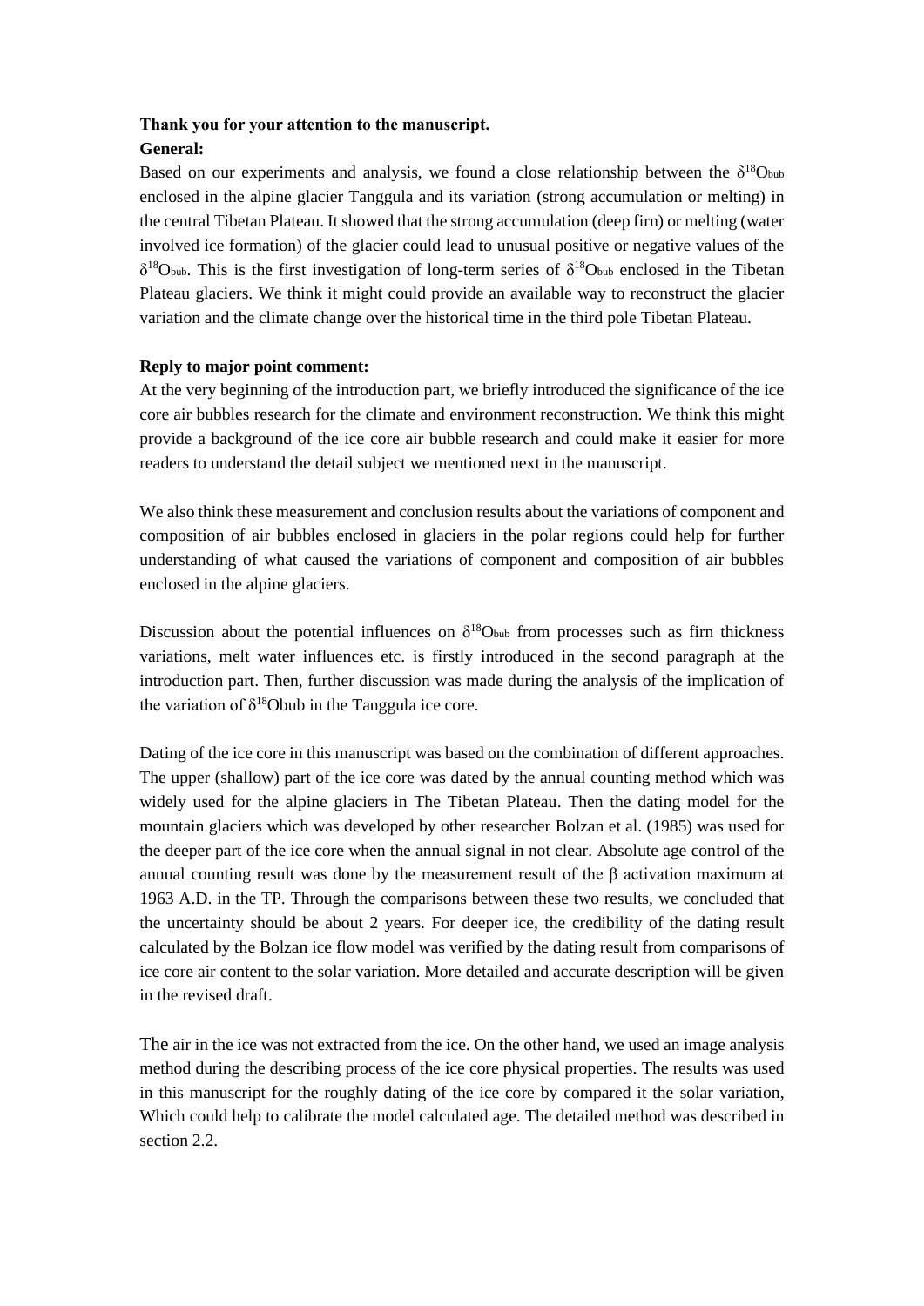**Thank you for your attention to the manuscript.**

**General:**

Based on our experiments and analysis, we found a close relationship between the $\delta^{18}O_{bub}$ enclosed in the alpine glacier Tanggula and its variation (strong accumulation or melting) in the central Tibetan Plateau. It showed that the strong accumulation (deep firn) or melting (water involved ice formation) of the glacier could lead to unusual positive or negative values of the $\delta^{18}O_{bub}$. This is the first investigation of long-term series of $\delta^{18}O_{bub}$ enclosed in the Tibetan Plateau glaciers. We think it might could provide an available way to reconstruct the glacier variation and the climate change over the historical time in the third pole Tibetan Plateau.

**Reply to major point comment:**

At the very beginning of the introduction part, we briefly introduced the significance of the ice core air bubbles research for the climate and environment reconstruction. We think this might provide a background of the ice core air bubble research and could make it easier for more readers to understand the detail subject we mentioned next in the manuscript.

We also think these measurement and conclusion results about the variations of component and composition of air bubbles enclosed in glaciers in the polar regions could help for further understanding of what caused the variations of component and composition of air bubbles enclosed in the alpine glaciers.

Discussion about the potential influences on $\delta^{18}O_{bub}$ from processes such as firn thickness variations, melt water influences etc. is firstly introduced in the second paragraph at the introduction part. Then, further discussion was made during the analysis of the implication of the variation of $\delta^{18}$Obub in the Tanggula ice core.

Dating of the ice core in this manuscript was based on the combination of different approaches. The upper (shallow) part of the ice core was dated by the annual counting method which was widely used for the alpine glaciers in The Tibetan Plateau. Then the dating model for the mountain glaciers which was developed by other researcher Bolzan et al. (1985) was used for the deeper part of the ice core when the annual signal in not clear. Absolute age control of the annual counting result was done by the measurement result of the β activation maximum at 1963 A.D. in the TP. Through the comparisons between these two results, we concluded that the uncertainty should be about 2 years. For deeper ice, the credibility of the dating result calculated by the Bolzan ice flow model was verified by the dating result from comparisons of ice core air content to the solar variation. More detailed and accurate description will be given in the revised draft.

The air in the ice was not extracted from the ice. On the other hand, we used an image analysis method during the describing process of the ice core physical properties. The results was used in this manuscript for the roughly dating of the ice core by compared it the solar variation, Which could help to calibrate the model calculated age. The detailed method was described in section 2.2.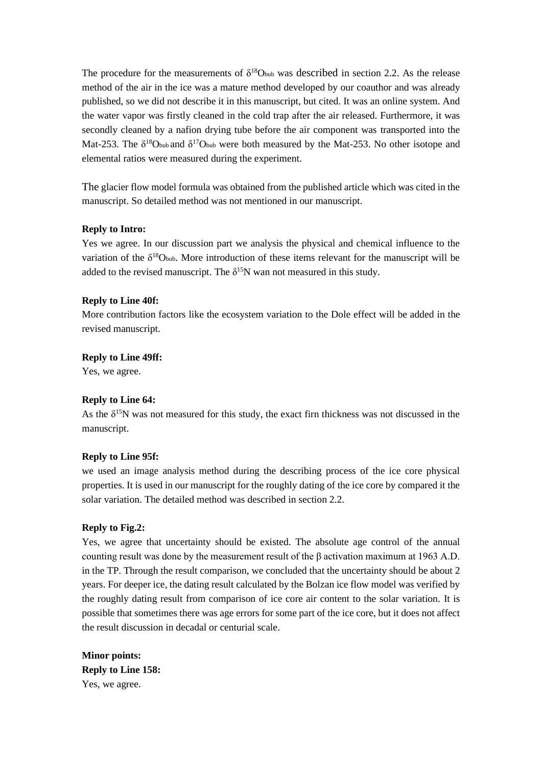The procedure for the measurements of $\delta^{18}O_{bub}$ was described in section 2.2. As the release method of the air in the ice was a mature method developed by our coauthor and was already published, so we did not describe it in this manuscript, but cited. It was an online system. And the water vapor was firstly cleaned in the cold trap after the air released. Furthermore, it was secondly cleaned by a nafion drying tube before the air component was transported into the Mat-253. The $\delta^{18}O_{bub}$ and $\delta^{17}O_{bub}$ were both measured by the Mat-253. No other isotope and elemental ratios were measured during the experiment.

The glacier flow model formula was obtained from the published article which was cited in the manuscript. So detailed method was not mentioned in our manuscript.

**Reply to Intro:**

Yes we agree. In our discussion part we analysis the physical and chemical influence to the variation of the $\delta^{18}O_{bub}$. More introduction of these items relevant for the manuscript will be added to the revised manuscript. The $\delta^{15}N$ wan not measured in this study.

**Reply to Line 40f:**

More contribution factors like the ecosystem variation to the Dole effect will be added in the revised manuscript.

**Reply to Line 49ff:**

Yes, we agree.

**Reply to Line 64:**

As the $\delta^{15}N$ was not measured for this study, the exact firn thickness was not discussed in the manuscript.

**Reply to Line 95f:**

we used an image analysis method during the describing process of the ice core physical properties. It is used in our manuscript for the roughly dating of the ice core by compared it the solar variation. The detailed method was described in section 2.2.

**Reply to Fig.2:**

Yes, we agree that uncertainty should be existed. The absolute age control of the annual counting result was done by the measurement result of the β activation maximum at 1963 A.D. in the TP. Through the result comparison, we concluded that the uncertainty should be about 2 years. For deeper ice, the dating result calculated by the Bolzan ice flow model was verified by the roughly dating result from comparison of ice core air content to the solar variation. It is possible that sometimes there was age errors for some part of the ice core, but it does not affect the result discussion in decadal or centurial scale.

**Minor points:**

**Reply to Line 158:**

Yes, we agree.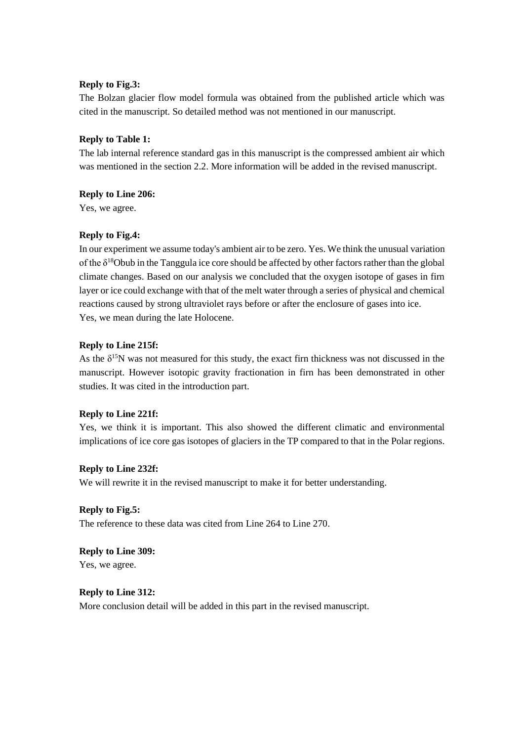**Reply to Fig.3:**

The Bolzan glacier flow model formula was obtained from the published article which was cited in the manuscript. So detailed method was not mentioned in our manuscript.

**Reply to Table 1:**

The lab internal reference standard gas in this manuscript is the compressed ambient air which was mentioned in the section 2.2. More information will be added in the revised manuscript.

**Reply to Line 206:**

Yes, we agree.

**Reply to Fig.4:**

In our experiment we assume today's ambient air to be zero. Yes. We think the unusual variation of the $\delta^{18}O_{bub}$ in the Tanggula ice core should be affected by other factors rather than the global climate changes. Based on our analysis we concluded that the oxygen isotope of gases in firn layer or ice could exchange with that of the melt water through a series of physical and chemical reactions caused by strong ultraviolet rays before or after the enclosure of gases into ice.
Yes, we mean during the late Holocene.

**Reply to Line 215f:**

As the $\delta^{15}N$ was not measured for this study, the exact firn thickness was not discussed in the manuscript. However isotopic gravity fractionation in firn has been demonstrated in other studies. It was cited in the introduction part.

**Reply to Line 221f:**

Yes, we think it is important. This also showed the different climatic and environmental implications of ice core gas isotopes of glaciers in the TP compared to that in the Polar regions.

**Reply to Line 232f:**

We will rewrite it in the revised manuscript to make it for better understanding.

**Reply to Fig.5:**

The reference to these data was cited from Line 264 to Line 270.

**Reply to Line 309:**

Yes, we agree.

**Reply to Line 312:**

More conclusion detail will be added in this part in the revised manuscript.